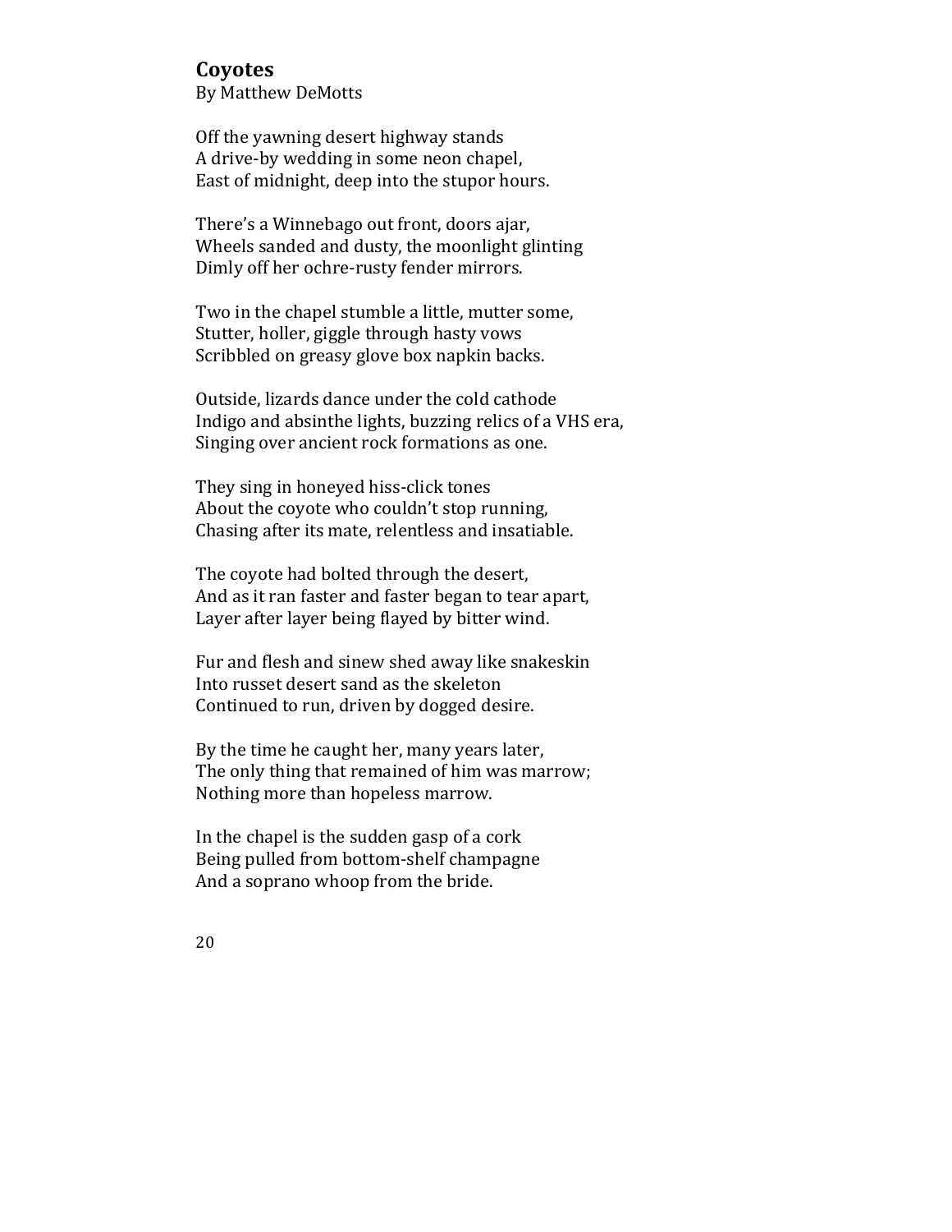## Coyotes

By Matthew DeMotts

Off the yawning desert highway stands
A drive-by wedding in some neon chapel,
East of midnight, deep into the stupor hours.

There's a Winnebago out front, doors ajar,
Wheels sanded and dusty, the moonlight glinting
Dimly off her ochre-rusty fender mirrors.

Two in the chapel stumble a little, mutter some,
Stutter, holler, giggle through hasty vows
Scribbled on greasy glove box napkin backs.

Outside, lizards dance under the cold cathode
Indigo and absinthe lights, buzzing relics of a VHS era,
Singing over ancient rock formations as one.

They sing in honeyed hiss-click tones
About the coyote who couldn't stop running,
Chasing after its mate, relentless and insatiable.

The coyote had bolted through the desert,
And as it ran faster and faster began to tear apart,
Layer after layer being flayed by bitter wind.

Fur and flesh and sinew shed away like snakeskin
Into russet desert sand as the skeleton
Continued to run, driven by dogged desire.

By the time he caught her, many years later,
The only thing that remained of him was marrow;
Nothing more than hopeless marrow.

In the chapel is the sudden gasp of a cork
Being pulled from bottom-shelf champagne
And a soprano whoop from the bride.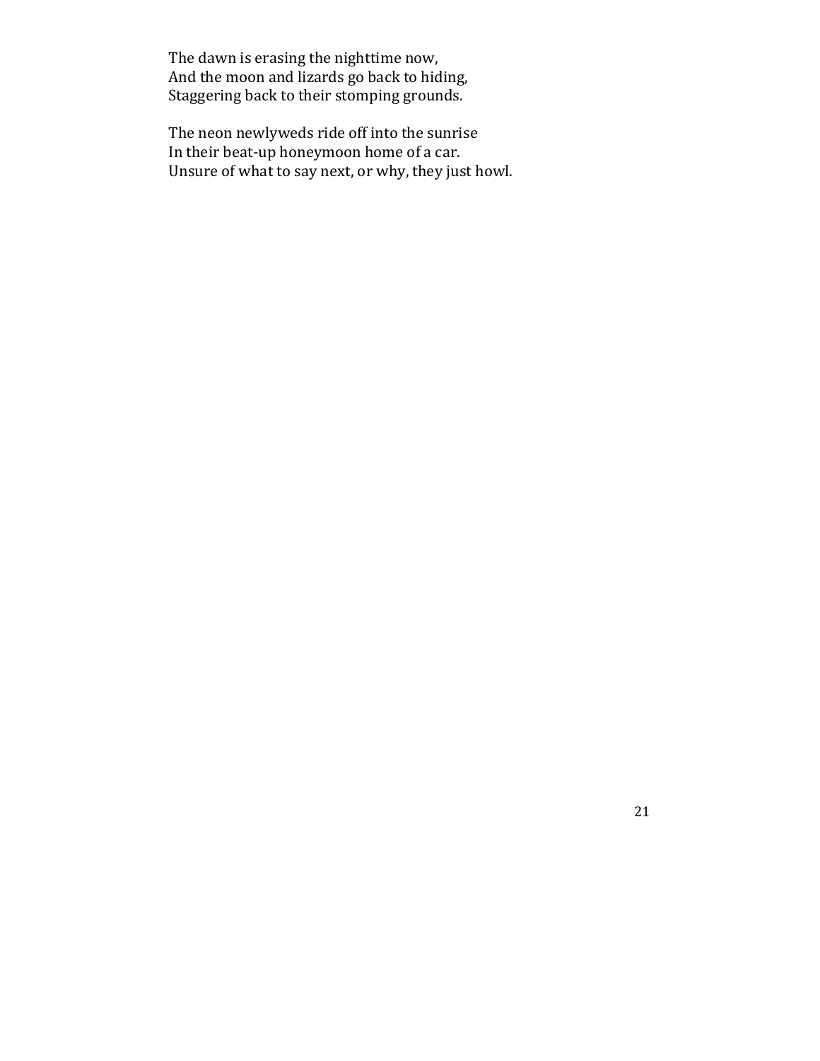The dawn is erasing the nighttime now,  
And the moon and lizards go back to hiding,  
Staggering back to their stomping grounds.

The neon newlyweds ride off into the sunrise  
In their beat-up honeymoon home of a car.  
Unsure of what to say next, or why, they just howl.